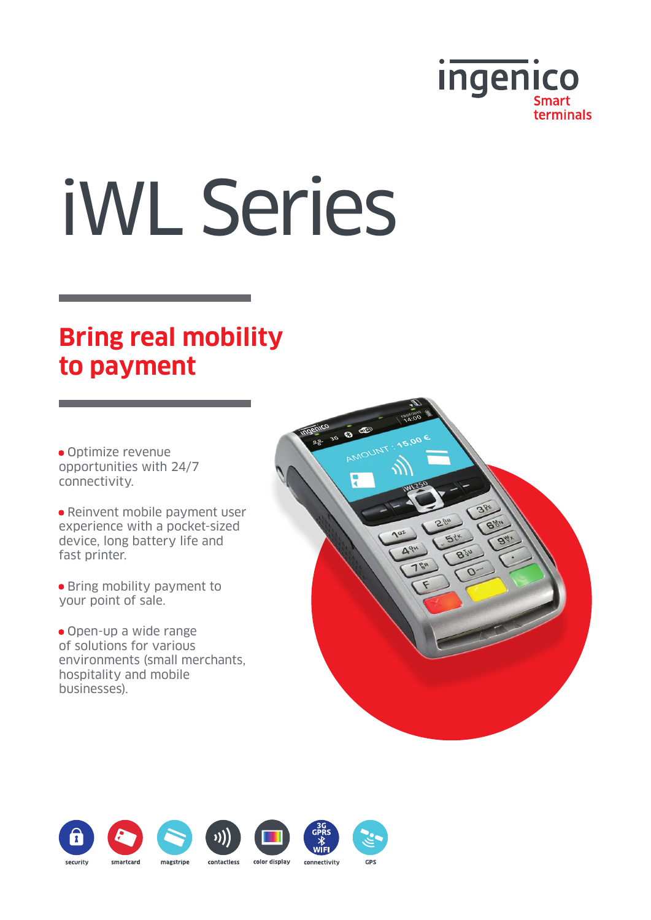ingenico
Smart terminals

# iWL Series

## Bring real mobility to payment

- Optimize revenue opportunities with 24/7 connectivity.
- Reinvent mobile payment user experience with a pocket-sized device, long battery life and fast printer.
- Bring mobility payment to your point of sale.
- Open-up a wide range of solutions for various environments (small merchants, hospitality and mobile businesses).

security | smartcard | magstripe | contactless | color display | connectivity (3G GPRS WIFI) | GPS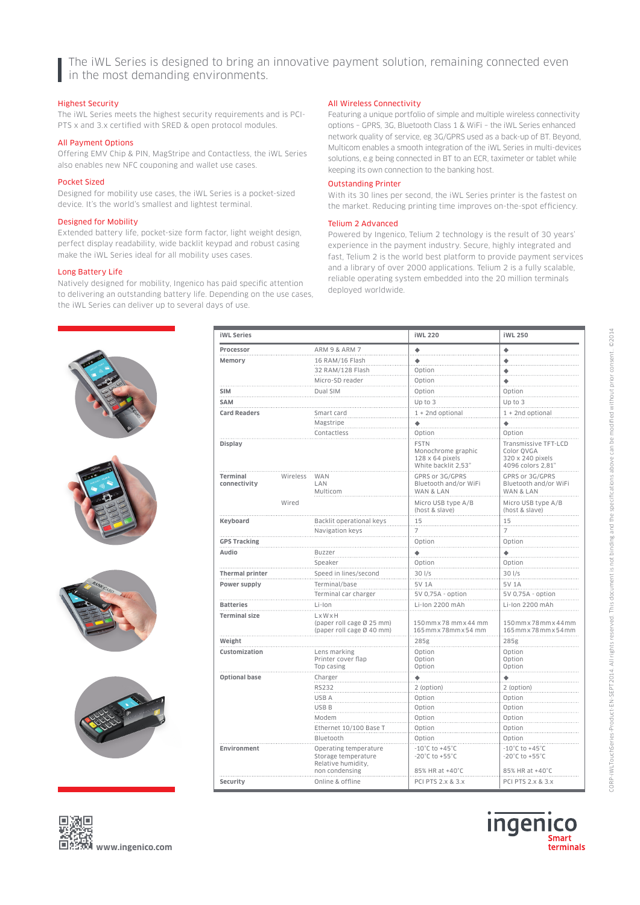# The iWL Series is designed to bring an innovative payment solution, remaining connected even in the most demanding environments.

### Highest Security

The iWL Series meets the highest security requirements and is PCI-PTS x and 3.x certified with SRED & open protocol modules.

### All Payment Options

Offering EMV Chip & PIN, MagStripe and Contactless, the iWL Series also enables new NFC couponing and wallet use cases.

### Pocket Sized

Designed for mobility use cases, the iWL Series is a pocket-sized device. It's the world's smallest and lightest terminal.

### Designed for Mobility

Extended battery life, pocket-size form factor, light weight design, perfect display readability, wide backlit keypad and robust casing make the iWL Series ideal for all mobility uses cases.

### Long Battery Life

Natively designed for mobility, Ingenico has paid specific attention to delivering an outstanding battery life. Depending on the use cases, the iWL Series can deliver up to several days of use.

### All Wireless Connectivity

Featuring a unique portfolio of simple and multiple wireless connectivity options – GPRS, 3G, Bluetooth Class 1 & WiFi – the iWL Series enhanced network quality of service, eg 3G/GPRS used as a back-up of BT. Beyond, Multicom enables a smooth integration of the iWL Series in multi-devices solutions, e.g being connected in BT to an ECR, taximeter or tablet while keeping its own connection to the banking host.

### Outstanding Printer

With its 30 lines per second, the iWL Series printer is the fastest on the market. Reducing printing time improves on-the-spot efficiency.

### Telium 2 Advanced

Powered by Ingenico, Telium 2 technology is the result of 30 years' experience in the payment industry. Secure, highly integrated and fast, Telium 2 is the world best platform to provide payment services and a library of over 2000 applications. Telium 2 is a fully scalable, reliable operating system embedded into the 20 million terminals deployed worldwide.

| iWL Series | | | iWL 220 | iWL 250 |
|---|---|---|---|---|
| Processor | | ARM 9 & ARM 7 | ◆ | ◆ |
| Memory | | 16 RAM/16 Flash | ◆ | ◆ |
| | | 32 RAM/128 Flash | Option | ◆ |
| | | Micro-SD reader | Option | ◆ |
| SIM | | Dual SIM | Option | Option |
| SAM | | | Up to 3 | Up to 3 |
| Card Readers | | Smart card | 1 + 2nd optional | 1 + 2nd optional |
| | | Magstripe | ◆ | ◆ |
| | | Contactless | Option | Option |
| Display | | | FSTN Monochrome graphic 128 x 64 pixels White backlit 2,53" | Transmissive TFT-LCD Color QVGA 320 x 240 pixels 4096 colors 2,81" |
| Terminal connectivity | Wireless | WAN LAN Multicom | GPRS or 3G/GPRS Bluetooth and/or WiFi WAN & LAN | GPRS or 3G/GPRS Bluetooth and/or WiFi WAN & LAN |
| | Wired | | Micro USB type A/B (host & slave) | Micro USB type A/B (host & slave) |
| Keyboard | | Backlit operational keys | 15 | 15 |
| | | Navigation keys | 7 | 7 |
| GPS Tracking | | | Option | Option |
| Audio | | Buzzer | ◆ | ◆ |
| | | Speaker | Option | Option |
| Thermal printer | | Speed in lines/second | 30 l/s | 30 l/s |
| Power supply | | Terminal/base | 5V 1A | 5V 1A |
| | | Terminal car charger | 5V 0,75A - option | 5V 0,75A - option |
| Batteries | | Li-Ion | Li-Ion 2200 mAh | Li-Ion 2200 mAh |
| Terminal size | | L x W x H (paper roll cage Ø 25 mm) (paper roll cage Ø 40 mm) | 150mm x 78 mm x 44 mm 165mm x 78mm x 54 mm | 150mm x 78mm x 44mm 165mm x 78mm x 54mm |
| Weight | | | 285g | 285g |
| Customization | | Lens marking Printer cover flap Top casing | Option Option Option | Option Option Option |
| Optional base | | Charger | ◆ | ◆ |
| | | RS232 | 2 (option) | 2 (option) |
| | | USB A | Option | Option |
| | | USB B | Option | Option |
| | | Modem | Option | Option |
| | | Ethernet 10/100 Base T | Option | Option |
| | | Bluetooth | Option | Option |
| Environment | | Operating temperature Storage temperature Relative humidity, non condensing | -10°C to +45°C -20°C to +55°C 85% HR at +40°C | -10°C to +45°C -20°C to +55°C 85% HR at +40°C |
| Security | | Online & offline | PCI PTS 2.x & 3.x | PCI PTS 2.x & 3.x |

CORP-iWLTouchSeries-Product-EN-SEPT 2014. All rights reserved. This document is not binding and the specifications above can be modified without prior consent. ©2014

www.ingenico.com

ingenico Smart terminals